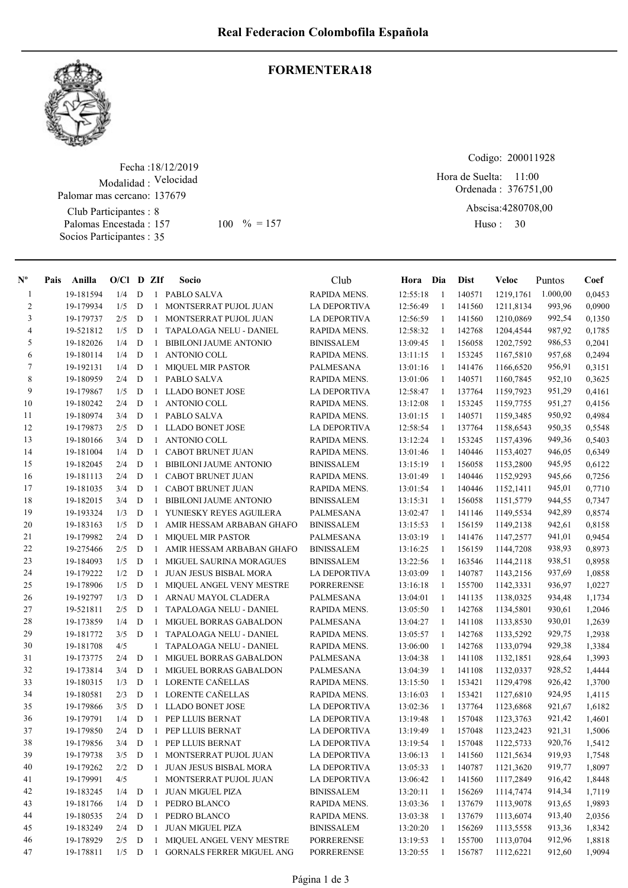# Real Federacion Colombofila Española

## FORMENTERA18

Fecha :18/12/2019
Modalidad : Velocidad
Palomar mas cercano: 137679
Club Participantes : 8
Palomas Encestada : 157 100 % = 157
Socios Participantes : 35

Codigo: 200011928
Hora de Suelta: 11:00
Ordenada : 376751,00
Abscisa:4280708,00
Huso : 30

| Nº | Pais | Anilla | O/Cl | D | ZIf | Socio | Club | Hora | Dia | Dist | Veloc | Puntos | Coef |
|---|---|---|---|---|---|---|---|---|---|---|---|---|---|
| 1 | | 19-181594 | 1/4 | D | 1 | PABLO SALVA | RAPIDA MENS. | 12:55:18 | 1 | 140571 | 1219,1761 | 1.000,00 | 0,0453 |
| 2 | | 19-179934 | 1/5 | D | 1 | MONTSERRAT PUJOL JUAN | LA DEPORTIVA | 12:56:49 | 1 | 141560 | 1211,8134 | 993,96 | 0,0900 |
| 3 | | 19-179737 | 2/5 | D | 1 | MONTSERRAT PUJOL JUAN | LA DEPORTIVA | 12:56:59 | 1 | 141560 | 1210,0869 | 992,54 | 0,1350 |
| 4 | | 19-521812 | 1/5 | D | 1 | TAPALOAGA NELU - DANIEL | RAPIDA MENS. | 12:58:32 | 1 | 142768 | 1204,4544 | 987,92 | 0,1785 |
| 5 | | 19-182026 | 1/4 | D | 1 | BIBILONI JAUME ANTONIO | BINISSALEM | 13:09:45 | 1 | 156058 | 1202,7592 | 986,53 | 0,2041 |
| 6 | | 19-180114 | 1/4 | D | 1 | ANTONIO COLL | RAPIDA MENS. | 13:11:15 | 1 | 153245 | 1167,5810 | 957,68 | 0,2494 |
| 7 | | 19-192131 | 1/4 | D | 1 | MIQUEL MIR PASTOR | PALMESANA | 13:01:16 | 1 | 141476 | 1166,6520 | 956,91 | 0,3151 |
| 8 | | 19-180959 | 2/4 | D | 1 | PABLO SALVA | RAPIDA MENS. | 13:01:06 | 1 | 140571 | 1160,7845 | 952,10 | 0,3625 |
| 9 | | 19-179867 | 1/5 | D | 1 | LLADO BONET JOSE | LA DEPORTIVA | 12:58:47 | 1 | 137764 | 1159,7923 | 951,29 | 0,4161 |
| 10 | | 19-180242 | 2/4 | D | 1 | ANTONIO COLL | RAPIDA MENS. | 13:12:08 | 1 | 153245 | 1159,7755 | 951,27 | 0,4156 |
| 11 | | 19-180974 | 3/4 | D | 1 | PABLO SALVA | RAPIDA MENS. | 13:01:15 | 1 | 140571 | 1159,3485 | 950,92 | 0,4984 |
| 12 | | 19-179873 | 2/5 | D | 1 | LLADO BONET JOSE | LA DEPORTIVA | 12:58:54 | 1 | 137764 | 1158,6543 | 950,35 | 0,5548 |
| 13 | | 19-180166 | 3/4 | D | 1 | ANTONIO COLL | RAPIDA MENS. | 13:12:24 | 1 | 153245 | 1157,4396 | 949,36 | 0,5403 |
| 14 | | 19-181004 | 1/4 | D | 1 | CABOT BRUNET JUAN | RAPIDA MENS. | 13:01:46 | 1 | 140446 | 1153,4027 | 946,05 | 0,6349 |
| 15 | | 19-182045 | 2/4 | D | 1 | BIBILONI JAUME ANTONIO | BINISSALEM | 13:15:19 | 1 | 156058 | 1153,2800 | 945,95 | 0,6122 |
| 16 | | 19-181113 | 2/4 | D | 1 | CABOT BRUNET JUAN | RAPIDA MENS. | 13:01:49 | 1 | 140446 | 1152,9293 | 945,66 | 0,7256 |
| 17 | | 19-181035 | 3/4 | D | 1 | CABOT BRUNET JUAN | RAPIDA MENS. | 13:01:54 | 1 | 140446 | 1152,1411 | 945,01 | 0,7710 |
| 18 | | 19-182015 | 3/4 | D | 1 | BIBILONI JAUME ANTONIO | BINISSALEM | 13:15:31 | 1 | 156058 | 1151,5779 | 944,55 | 0,7347 |
| 19 | | 19-193324 | 1/3 | D | 1 | YUNIESKY REYES AGUILERA | PALMESANA | 13:02:47 | 1 | 141146 | 1149,5534 | 942,89 | 0,8574 |
| 20 | | 19-183163 | 1/5 | D | 1 | AMIR HESSAM ARBABAN GHAFO | BINISSALEM | 13:15:53 | 1 | 156159 | 1149,2138 | 942,61 | 0,8158 |
| 21 | | 19-179982 | 2/4 | D | 1 | MIQUEL MIR PASTOR | PALMESANA | 13:03:19 | 1 | 141476 | 1147,2577 | 941,01 | 0,9454 |
| 22 | | 19-275466 | 2/5 | D | 1 | AMIR HESSAM ARBABAN GHAFO | BINISSALEM | 13:16:25 | 1 | 156159 | 1144,7208 | 938,93 | 0,8973 |
| 23 | | 19-184093 | 1/5 | D | 1 | MIGUEL SAURINA MORAGUES | BINISSALEM | 13:22:56 | 1 | 163546 | 1144,2118 | 938,51 | 0,8958 |
| 24 | | 19-179222 | 1/2 | D | 1 | JUAN JESUS BISBAL MORA | LA DEPORTIVA | 13:03:09 | 1 | 140787 | 1143,2156 | 937,69 | 1,0858 |
| 25 | | 19-178906 | 1/5 | D | 1 | MIQUEL ANGEL VENY MESTRE | PORRERENSE | 13:16:18 | 1 | 155700 | 1142,3331 | 936,97 | 1,0227 |
| 26 | | 19-192797 | 1/3 | D | 1 | ARNAU MAYOL CLADERA | PALMESANA | 13:04:01 | 1 | 141135 | 1138,0325 | 934,48 | 1,1734 |
| 27 | | 19-521811 | 2/5 | D | 1 | TAPALOAGA NELU - DANIEL | RAPIDA MENS. | 13:05:50 | 1 | 142768 | 1134,5801 | 930,61 | 1,2046 |
| 28 | | 19-173859 | 1/4 | D | 1 | MIGUEL BORRAS GABALDON | PALMESANA | 13:04:27 | 1 | 141108 | 1133,8530 | 930,01 | 1,2639 |
| 29 | | 19-181772 | 3/5 | D | 1 | TAPALOAGA NELU - DANIEL | RAPIDA MENS. | 13:05:57 | 1 | 142768 | 1133,5292 | 929,75 | 1,2938 |
| 30 | | 19-181708 | 4/5 | | 1 | TAPALOAGA NELU - DANIEL | RAPIDA MENS. | 13:06:00 | 1 | 142768 | 1133,0794 | 929,38 | 1,3384 |
| 31 | | 19-173775 | 2/4 | D | 1 | MIGUEL BORRAS GABALDON | PALMESANA | 13:04:38 | 1 | 141108 | 1132,1851 | 928,64 | 1,3993 |
| 32 | | 19-173814 | 3/4 | D | 1 | MIGUEL BORRAS GABALDON | PALMESANA | 13:04:39 | 1 | 141108 | 1132,0337 | 928,52 | 1,4444 |
| 33 | | 19-180315 | 1/3 | D | 1 | LORENTE CAÑELLAS | RAPIDA MENS. | 13:15:50 | 1 | 153421 | 1129,4798 | 926,42 | 1,3700 |
| 34 | | 19-180581 | 2/3 | D | 1 | LORENTE CAÑELLAS | RAPIDA MENS. | 13:16:03 | 1 | 153421 | 1127,6810 | 924,95 | 1,4115 |
| 35 | | 19-179866 | 3/5 | D | 1 | LLADO BONET JOSE | LA DEPORTIVA | 13:02:36 | 1 | 137764 | 1123,6868 | 921,67 | 1,6182 |
| 36 | | 19-179791 | 1/4 | D | 1 | PEP LLUIS BERNAT | LA DEPORTIVA | 13:19:48 | 1 | 157048 | 1123,3763 | 921,42 | 1,4601 |
| 37 | | 19-179850 | 2/4 | D | 1 | PEP LLUIS BERNAT | LA DEPORTIVA | 13:19:49 | 1 | 157048 | 1123,2423 | 921,31 | 1,5006 |
| 38 | | 19-179856 | 3/4 | D | 1 | PEP LLUIS BERNAT | LA DEPORTIVA | 13:19:54 | 1 | 157048 | 1122,5733 | 920,76 | 1,5412 |
| 39 | | 19-179738 | 3/5 | D | 1 | MONTSERRAT PUJOL JUAN | LA DEPORTIVA | 13:06:13 | 1 | 141560 | 1121,5634 | 919,93 | 1,7548 |
| 40 | | 19-179262 | 2/2 | D | 1 | JUAN JESUS BISBAL MORA | LA DEPORTIVA | 13:05:33 | 1 | 140787 | 1121,3620 | 919,77 | 1,8097 |
| 41 | | 19-179991 | 4/5 | | 1 | MONTSERRAT PUJOL JUAN | LA DEPORTIVA | 13:06:42 | 1 | 141560 | 1117,2849 | 916,42 | 1,8448 |
| 42 | | 19-183245 | 1/4 | D | 1 | JUAN MIGUEL PIZA | BINISSALEM | 13:20:11 | 1 | 156269 | 1114,7474 | 914,34 | 1,7119 |
| 43 | | 19-181766 | 1/4 | D | 1 | PEDRO BLANCO | RAPIDA MENS. | 13:03:36 | 1 | 137679 | 1113,9078 | 913,65 | 1,9893 |
| 44 | | 19-180535 | 2/4 | D | 1 | PEDRO BLANCO | RAPIDA MENS. | 13:03:38 | 1 | 137679 | 1113,6074 | 913,40 | 2,0356 |
| 45 | | 19-183249 | 2/4 | D | 1 | JUAN MIGUEL PIZA | BINISSALEM | 13:20:20 | 1 | 156269 | 1113,5558 | 913,36 | 1,8342 |
| 46 | | 19-178929 | 2/5 | D | 1 | MIQUEL ANGEL VENY MESTRE | PORRERENSE | 13:19:53 | 1 | 155700 | 1113,0704 | 912,96 | 1,8818 |
| 47 | | 19-178811 | 1/5 | D | 1 | GORNALS FERRER MIGUEL ANG | PORRERENSE | 13:20:55 | 1 | 156787 | 1112,6221 | 912,60 | 1,9094 |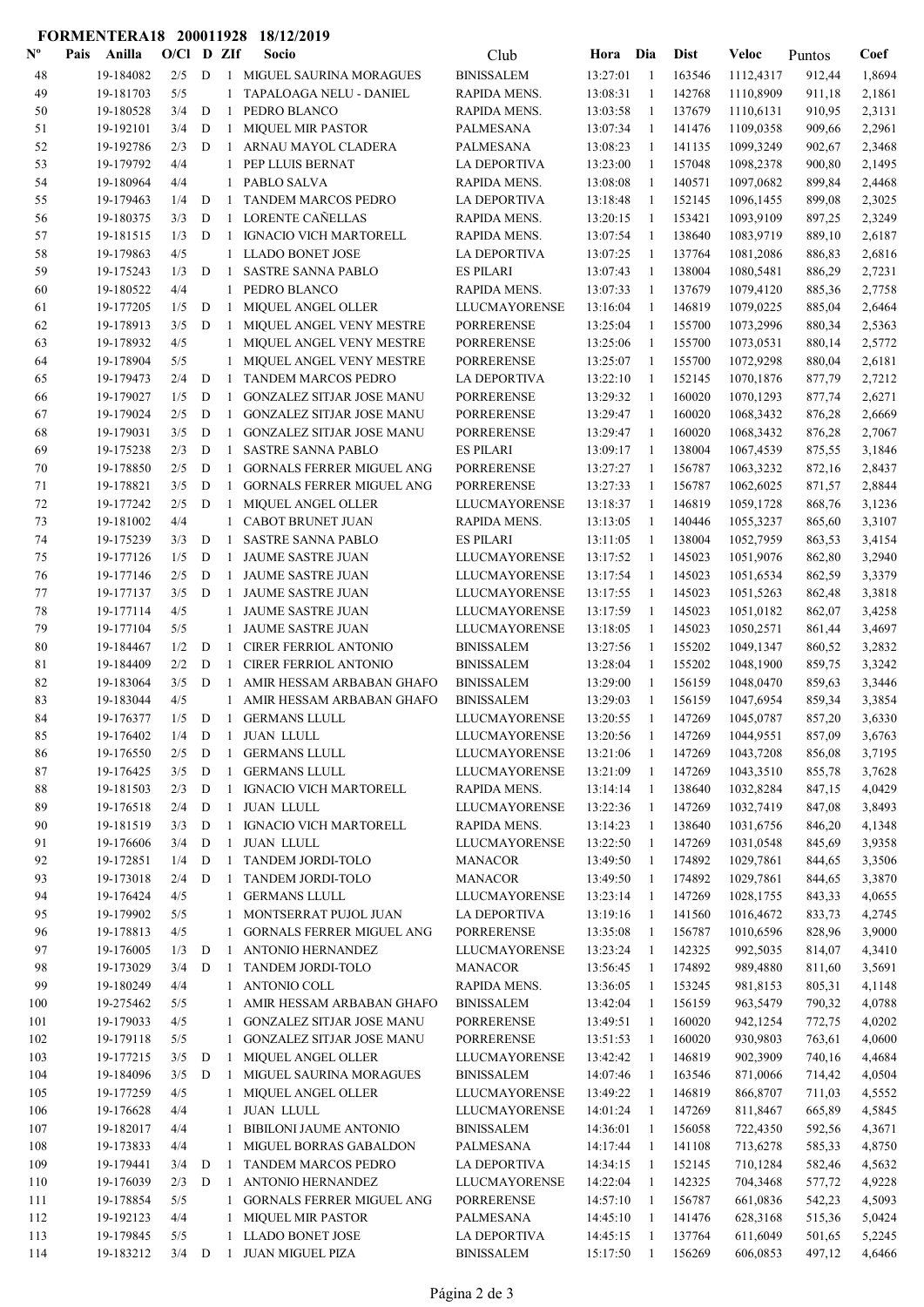**FORMENTERA18 200011928 18/12/2019**

| Nº | Pais | Anilla | O/Cl | D | ZIf | Socio | Club | Hora | Dia | Dist | Veloc | Puntos | Coef |
|---|---|---|---|---|---|---|---|---|---|---|---|---|---|
| 48 | | 19-184082 | 2/5 | D | 1 | MIGUEL SAURINA MORAGUES | BINISSALEM | 13:27:01 | 1 | 163546 | 1112,4317 | 912,44 | 1,8694 |
| 49 | | 19-181703 | 5/5 | | 1 | TAPALOAGA NELU - DANIEL | RAPIDA MENS. | 13:08:31 | 1 | 142768 | 1110,8909 | 911,18 | 2,1861 |
| 50 | | 19-180528 | 3/4 | D | 1 | PEDRO BLANCO | RAPIDA MENS. | 13:03:58 | 1 | 137679 | 1110,6131 | 910,95 | 2,3131 |
| 51 | | 19-192101 | 3/4 | D | 1 | MIQUEL MIR PASTOR | PALMESANA | 13:07:34 | 1 | 141476 | 1109,0358 | 909,66 | 2,2961 |
| 52 | | 19-192786 | 2/3 | D | 1 | ARNAU MAYOL CLADERA | PALMESANA | 13:08:23 | 1 | 141135 | 1099,3249 | 902,67 | 2,3468 |
| 53 | | 19-179792 | 4/4 | | 1 | PEP LLUIS BERNAT | LA DEPORTIVA | 13:23:00 | 1 | 157048 | 1098,2378 | 900,80 | 2,1495 |
| 54 | | 19-180964 | 4/4 | | 1 | PABLO SALVA | RAPIDA MENS. | 13:08:08 | 1 | 140571 | 1097,0682 | 899,84 | 2,4468 |
| 55 | | 19-179463 | 1/4 | D | 1 | TANDEM MARCOS PEDRO | LA DEPORTIVA | 13:18:48 | 1 | 152145 | 1096,1455 | 899,08 | 2,3025 |
| 56 | | 19-180375 | 3/3 | D | 1 | LORENTE CAÑELLAS | RAPIDA MENS. | 13:20:15 | 1 | 153421 | 1093,9109 | 897,25 | 2,3249 |
| 57 | | 19-181515 | 1/3 | D | 1 | IGNACIO VICH MARTORELL | RAPIDA MENS. | 13:07:54 | 1 | 138640 | 1083,9719 | 889,10 | 2,6187 |
| 58 | | 19-179863 | 4/5 | | 1 | LLADO BONET JOSE | LA DEPORTIVA | 13:07:25 | 1 | 137764 | 1081,2086 | 886,83 | 2,6816 |
| 59 | | 19-175243 | 1/3 | D | 1 | SASTRE SANNA PABLO | ES PILARI | 13:07:43 | 1 | 138004 | 1080,5481 | 886,29 | 2,7231 |
| 60 | | 19-180522 | 4/4 | | 1 | PEDRO BLANCO | RAPIDA MENS. | 13:07:33 | 1 | 137679 | 1079,4120 | 885,36 | 2,7758 |
| 61 | | 19-177205 | 1/5 | D | 1 | MIQUEL ANGEL OLLER | LLUCMAYORENSE | 13:16:04 | 1 | 146819 | 1079,0225 | 885,04 | 2,6464 |
| 62 | | 19-178913 | 3/5 | D | 1 | MIQUEL ANGEL VENY MESTRE | PORRERENSE | 13:25:04 | 1 | 155700 | 1073,2996 | 880,34 | 2,5363 |
| 63 | | 19-178932 | 4/5 | | 1 | MIQUEL ANGEL VENY MESTRE | PORRERENSE | 13:25:06 | 1 | 155700 | 1073,0531 | 880,14 | 2,5772 |
| 64 | | 19-178904 | 5/5 | | 1 | MIQUEL ANGEL VENY MESTRE | PORRERENSE | 13:25:07 | 1 | 155700 | 1072,9298 | 880,04 | 2,6181 |
| 65 | | 19-179473 | 2/4 | D | 1 | TANDEM MARCOS PEDRO | LA DEPORTIVA | 13:22:10 | 1 | 152145 | 1070,1876 | 877,79 | 2,7212 |
| 66 | | 19-179027 | 1/5 | D | 1 | GONZALEZ SITJAR JOSE MANU | PORRERENSE | 13:29:32 | 1 | 160020 | 1070,1293 | 877,74 | 2,6271 |
| 67 | | 19-179024 | 2/5 | D | 1 | GONZALEZ SITJAR JOSE MANU | PORRERENSE | 13:29:47 | 1 | 160020 | 1068,3432 | 876,28 | 2,6669 |
| 68 | | 19-179031 | 3/5 | D | 1 | GONZALEZ SITJAR JOSE MANU | PORRERENSE | 13:29:47 | 1 | 160020 | 1068,3432 | 876,28 | 2,7067 |
| 69 | | 19-175238 | 2/3 | D | 1 | SASTRE SANNA PABLO | ES PILARI | 13:09:17 | 1 | 138004 | 1067,4539 | 875,55 | 3,1846 |
| 70 | | 19-178850 | 2/5 | D | 1 | GORNALS FERRER MIGUEL ANG | PORRERENSE | 13:27:27 | 1 | 156787 | 1063,3232 | 872,16 | 2,8437 |
| 71 | | 19-178821 | 3/5 | D | 1 | GORNALS FERRER MIGUEL ANG | PORRERENSE | 13:27:33 | 1 | 156787 | 1062,6025 | 871,57 | 2,8844 |
| 72 | | 19-177242 | 2/5 | D | 1 | MIQUEL ANGEL OLLER | LLUCMAYORENSE | 13:18:37 | 1 | 146819 | 1059,1728 | 868,76 | 3,1236 |
| 73 | | 19-181002 | 4/4 | | 1 | CABOT BRUNET JUAN | RAPIDA MENS. | 13:13:05 | 1 | 140446 | 1055,3237 | 865,60 | 3,3107 |
| 74 | | 19-175239 | 3/3 | D | 1 | SASTRE SANNA PABLO | ES PILARI | 13:11:05 | 1 | 138004 | 1052,7959 | 863,53 | 3,4154 |
| 75 | | 19-177126 | 1/5 | D | 1 | JAUME SASTRE JUAN | LLUCMAYORENSE | 13:17:52 | 1 | 145023 | 1051,9076 | 862,80 | 3,2940 |
| 76 | | 19-177146 | 2/5 | D | 1 | JAUME SASTRE JUAN | LLUCMAYORENSE | 13:17:54 | 1 | 145023 | 1051,6534 | 862,59 | 3,3379 |
| 77 | | 19-177137 | 3/5 | D | 1 | JAUME SASTRE JUAN | LLUCMAYORENSE | 13:17:55 | 1 | 145023 | 1051,5263 | 862,48 | 3,3818 |
| 78 | | 19-177114 | 4/5 | | 1 | JAUME SASTRE JUAN | LLUCMAYORENSE | 13:17:59 | 1 | 145023 | 1051,0182 | 862,07 | 3,4258 |
| 79 | | 19-177104 | 5/5 | | 1 | JAUME SASTRE JUAN | LLUCMAYORENSE | 13:18:05 | 1 | 145023 | 1050,2571 | 861,44 | 3,4697 |
| 80 | | 19-184467 | 1/2 | D | 1 | CIRER FERRIOL ANTONIO | BINISSALEM | 13:27:56 | 1 | 155202 | 1049,1347 | 860,52 | 3,2832 |
| 81 | | 19-184409 | 2/2 | D | 1 | CIRER FERRIOL ANTONIO | BINISSALEM | 13:28:04 | 1 | 155202 | 1048,1900 | 859,75 | 3,3242 |
| 82 | | 19-183064 | 3/5 | D | 1 | AMIR HESSAM ARBABAN GHAFO | BINISSALEM | 13:29:00 | 1 | 156159 | 1048,0470 | 859,63 | 3,3446 |
| 83 | | 19-183044 | 4/5 | | 1 | AMIR HESSAM ARBABAN GHAFO | BINISSALEM | 13:29:03 | 1 | 156159 | 1047,6954 | 859,34 | 3,3854 |
| 84 | | 19-176377 | 1/5 | D | 1 | GERMANS LLULL | LLUCMAYORENSE | 13:20:55 | 1 | 147269 | 1045,0787 | 857,20 | 3,6330 |
| 85 | | 19-176402 | 1/4 | D | 1 | JUAN LLULL | LLUCMAYORENSE | 13:20:56 | 1 | 147269 | 1044,9551 | 857,09 | 3,6763 |
| 86 | | 19-176550 | 2/5 | D | 1 | GERMANS LLULL | LLUCMAYORENSE | 13:21:06 | 1 | 147269 | 1043,7208 | 856,08 | 3,7195 |
| 87 | | 19-176425 | 3/5 | D | 1 | GERMANS LLULL | LLUCMAYORENSE | 13:21:09 | 1 | 147269 | 1043,3510 | 855,78 | 3,7628 |
| 88 | | 19-181503 | 2/3 | D | 1 | IGNACIO VICH MARTORELL | RAPIDA MENS. | 13:14:14 | 1 | 138640 | 1032,8284 | 847,15 | 4,0429 |
| 89 | | 19-176518 | 2/4 | D | 1 | JUAN LLULL | LLUCMAYORENSE | 13:22:36 | 1 | 147269 | 1032,7419 | 847,08 | 3,8493 |
| 90 | | 19-181519 | 3/3 | D | 1 | IGNACIO VICH MARTORELL | RAPIDA MENS. | 13:14:23 | 1 | 138640 | 1031,6756 | 846,20 | 4,1348 |
| 91 | | 19-176606 | 3/4 | D | 1 | JUAN LLULL | LLUCMAYORENSE | 13:22:50 | 1 | 147269 | 1031,0548 | 845,69 | 3,9358 |
| 92 | | 19-172851 | 1/4 | D | 1 | TANDEM JORDI-TOLO | MANACOR | 13:49:50 | 1 | 174892 | 1029,7861 | 844,65 | 3,3506 |
| 93 | | 19-173018 | 2/4 | D | 1 | TANDEM JORDI-TOLO | MANACOR | 13:49:50 | 1 | 174892 | 1029,7861 | 844,65 | 3,3870 |
| 94 | | 19-176424 | 4/5 | | 1 | GERMANS LLULL | LLUCMAYORENSE | 13:23:14 | 1 | 147269 | 1028,1755 | 843,33 | 4,0655 |
| 95 | | 19-179902 | 5/5 | | 1 | MONTSERRAT PUJOL JUAN | LA DEPORTIVA | 13:19:16 | 1 | 141560 | 1016,4672 | 833,73 | 4,2745 |
| 96 | | 19-178813 | 4/5 | | 1 | GORNALS FERRER MIGUEL ANG | PORRERENSE | 13:35:08 | 1 | 156787 | 1010,6596 | 828,96 | 3,9000 |
| 97 | | 19-176005 | 1/3 | D | 1 | ANTONIO HERNANDEZ | LLUCMAYORENSE | 13:23:24 | 1 | 142325 | 992,5035 | 814,07 | 4,3410 |
| 98 | | 19-173029 | 3/4 | D | 1 | TANDEM JORDI-TOLO | MANACOR | 13:56:45 | 1 | 174892 | 989,4880 | 811,60 | 3,5691 |
| 99 | | 19-180249 | 4/4 | | 1 | ANTONIO COLL | RAPIDA MENS. | 13:36:05 | 1 | 153245 | 981,8153 | 805,31 | 4,1148 |
| 100 | | 19-275462 | 5/5 | | 1 | AMIR HESSAM ARBABAN GHAFO | BINISSALEM | 13:42:04 | 1 | 156159 | 963,5479 | 790,32 | 4,0788 |
| 101 | | 19-179033 | 4/5 | | 1 | GONZALEZ SITJAR JOSE MANU | PORRERENSE | 13:49:51 | 1 | 160020 | 942,1254 | 772,75 | 4,0202 |
| 102 | | 19-179118 | 5/5 | | 1 | GONZALEZ SITJAR JOSE MANU | PORRERENSE | 13:51:53 | 1 | 160020 | 930,9803 | 763,61 | 4,0600 |
| 103 | | 19-177215 | 3/5 | D | 1 | MIQUEL ANGEL OLLER | LLUCMAYORENSE | 13:42:42 | 1 | 146819 | 902,3909 | 740,16 | 4,4684 |
| 104 | | 19-184096 | 3/5 | D | 1 | MIGUEL SAURINA MORAGUES | BINISSALEM | 14:07:46 | 1 | 163546 | 871,0066 | 714,42 | 4,0504 |
| 105 | | 19-177259 | 4/5 | | 1 | MIQUEL ANGEL OLLER | LLUCMAYORENSE | 13:49:22 | 1 | 146819 | 866,8707 | 711,03 | 4,5552 |
| 106 | | 19-176628 | 4/4 | | 1 | JUAN LLULL | LLUCMAYORENSE | 14:01:24 | 1 | 147269 | 811,8467 | 665,89 | 4,5845 |
| 107 | | 19-182017 | 4/4 | | 1 | BIBILONI JAUME ANTONIO | BINISSALEM | 14:36:01 | 1 | 156058 | 722,4350 | 592,56 | 4,3671 |
| 108 | | 19-173833 | 4/4 | | 1 | MIGUEL BORRAS GABALDON | PALMESANA | 14:17:44 | 1 | 141108 | 713,6278 | 585,33 | 4,8750 |
| 109 | | 19-179441 | 3/4 | D | 1 | TANDEM MARCOS PEDRO | LA DEPORTIVA | 14:34:15 | 1 | 152145 | 710,1284 | 582,46 | 4,5632 |
| 110 | | 19-176039 | 2/3 | D | 1 | ANTONIO HERNANDEZ | LLUCMAYORENSE | 14:22:04 | 1 | 142325 | 704,3468 | 577,72 | 4,9228 |
| 111 | | 19-178854 | 5/5 | | 1 | GORNALS FERRER MIGUEL ANG | PORRERENSE | 14:57:10 | 1 | 156787 | 661,0836 | 542,23 | 4,5093 |
| 112 | | 19-192123 | 4/4 | | 1 | MIQUEL MIR PASTOR | PALMESANA | 14:45:10 | 1 | 141476 | 628,3168 | 515,36 | 5,0424 |
| 113 | | 19-179845 | 5/5 | | 1 | LLADO BONET JOSE | LA DEPORTIVA | 14:45:15 | 1 | 137764 | 611,6049 | 501,65 | 5,2245 |
| 114 | | 19-183212 | 3/4 | D | 1 | JUAN MIGUEL PIZA | BINISSALEM | 15:17:50 | 1 | 156269 | 606,0853 | 497,12 | 4,6466 |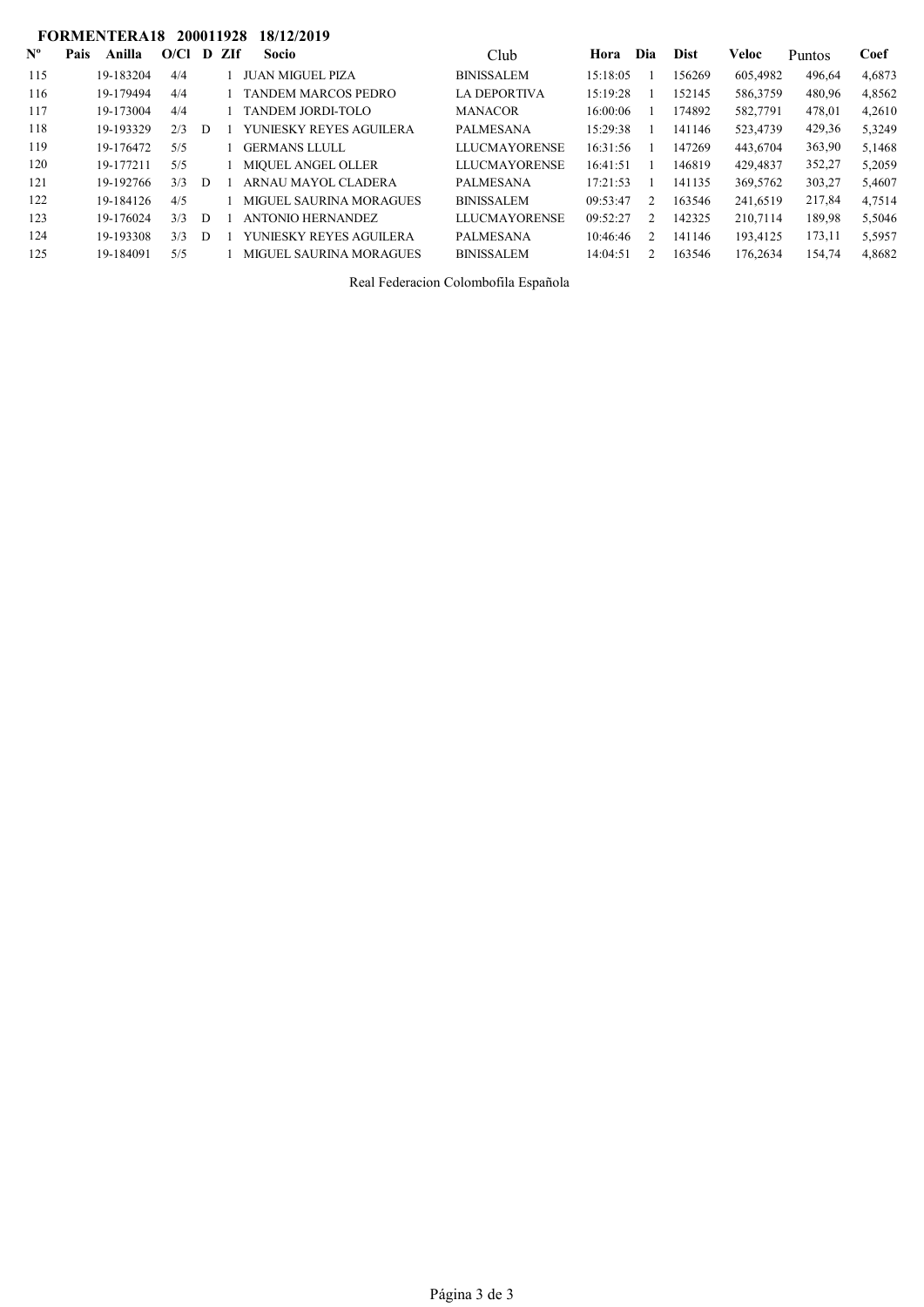**FORMENTERA18 200011928 18/12/2019**

| Nº | Pais | Anilla | O/Cl | D | ZIf | Socio | Club | Hora | Dia | Dist | Veloc | Puntos | Coef |
|---|---|---|---|---|---|---|---|---|---|---|---|---|---|
| 115 | | 19-183204 | 4/4 | | 1 | JUAN MIGUEL PIZA | BINISSALEM | 15:18:05 | 1 | 156269 | 605,4982 | 496,64 | 4,6873 |
| 116 | | 19-179494 | 4/4 | | 1 | TANDEM MARCOS PEDRO | LA DEPORTIVA | 15:19:28 | 1 | 152145 | 586,3759 | 480,96 | 4,8562 |
| 117 | | 19-173004 | 4/4 | | 1 | TANDEM JORDI-TOLO | MANACOR | 16:00:06 | 1 | 174892 | 582,7791 | 478,01 | 4,2610 |
| 118 | | 19-193329 | 2/3 | D | 1 | YUNIESKY REYES AGUILERA | PALMESANA | 15:29:38 | 1 | 141146 | 523,4739 | 429,36 | 5,3249 |
| 119 | | 19-176472 | 5/5 | | 1 | GERMANS LLULL | LLUCMAYORENSE | 16:31:56 | 1 | 147269 | 443,6704 | 363,90 | 5,1468 |
| 120 | | 19-177211 | 5/5 | | 1 | MIQUEL ANGEL OLLER | LLUCMAYORENSE | 16:41:51 | 1 | 146819 | 429,4837 | 352,27 | 5,2059 |
| 121 | | 19-192766 | 3/3 | D | 1 | ARNAU MAYOL CLADERA | PALMESANA | 17:21:53 | 1 | 141135 | 369,5762 | 303,27 | 5,4607 |
| 122 | | 19-184126 | 4/5 | | 1 | MIGUEL SAURINA MORAGUES | BINISSALEM | 09:53:47 | 2 | 163546 | 241,6519 | 217,84 | 4,7514 |
| 123 | | 19-176024 | 3/3 | D | 1 | ANTONIO HERNANDEZ | LLUCMAYORENSE | 09:52:27 | 2 | 142325 | 210,7114 | 189,98 | 5,5046 |
| 124 | | 19-193308 | 3/3 | D | 1 | YUNIESKY REYES AGUILERA | PALMESANA | 10:46:46 | 2 | 141146 | 193,4125 | 173,11 | 5,5957 |
| 125 | | 19-184091 | 5/5 | | 1 | MIGUEL SAURINA MORAGUES | BINISSALEM | 14:04:51 | 2 | 163546 | 176,2634 | 154,74 | 4,8682 |

Real Federacion Colombofila Española